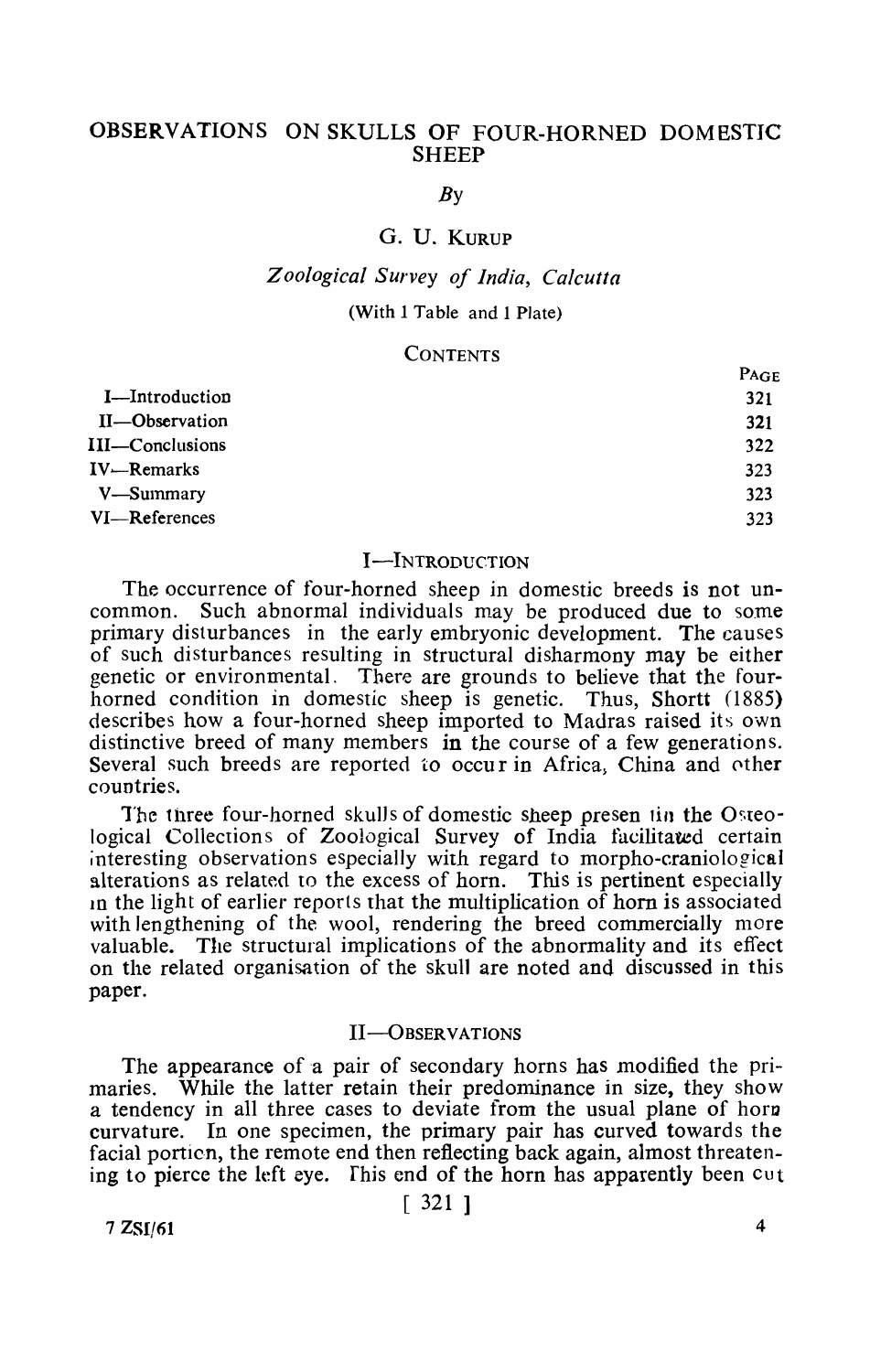# OBSERVATIONS ON SKULLS OF FOUR-HORNED DOMESTIC SHEEP

*By*

G. U. KURUP

*Zoological Survey of India, Calcutta*

(With 1 Table and 1 Plate)

## CONTENTS

| | PAGE |
|---|---|
| I—Introduction | 321 |
| II—Observation | 321 |
| III—Conclusions | 322 |
| IV—Remarks | 323 |
| V—Summary | 323 |
| VI—References | 323 |

## I—INTRODUCTION

The occurrence of four-horned sheep in domestic breeds is not uncommon. Such abnormal individuals may be produced due to some primary disturbances in the early embryonic development. The causes of such disturbances resulting in structural disharmony may be either genetic or environmental. There are grounds to believe that the four-horned condition in domestic sheep is genetic. Thus, Shortt (1885) describes how a four-horned sheep imported to Madras raised its own distinctive breed of many members in the course of a few generations. Several such breeds are reported to occur in Africa, China and other countries.

The three four-horned skulls of domestic sheep present in the Osteological Collections of Zoological Survey of India facilitated certain interesting observations especially with regard to morpho-craniological alterations as related to the excess of horn. This is pertinent especially in the light of earlier reports that the multiplication of horn is associated with lengthening of the wool, rendering the breed commercially more valuable. The structural implications of the abnormality and its effect on the related organisation of the skull are noted and discussed in this paper.

## II—OBSERVATIONS

The appearance of a pair of secondary horns has modified the primaries. While the latter retain their predominance in size, they show a tendency in all three cases to deviate from the usual plane of horn curvature. In one specimen, the primary pair has curved towards the facial portion, the remote end then reflecting back again, almost threatening to pierce the left eye. This end of the horn has apparently been cut

7 ZSI/61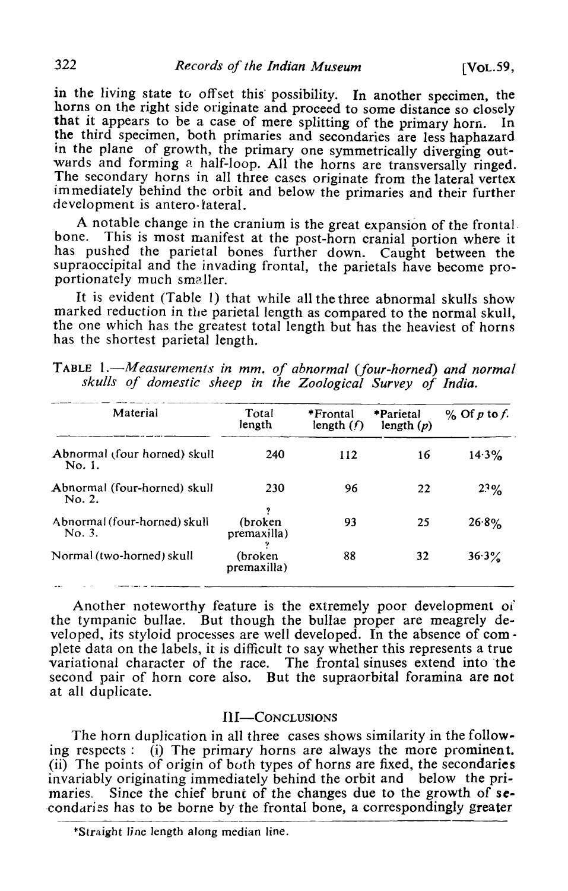in the living state to offset this possibility. In another specimen, the horns on the right side originate and proceed to some distance so closely that it appears to be a case of mere splitting of the primary horn. In the third specimen, both primaries and secondaries are less haphazard in the plane of growth, the primary one symmetrically diverging outwards and forming a half-loop. All the horns are transversally ringed. The secondary horns in all three cases originate from the lateral vertex immediately behind the orbit and below the primaries and their further development is antero-lateral.

A notable change in the cranium is the great expansion of the frontal bone. This is most manifest at the post-horn cranial portion where it has pushed the parietal bones further down. Caught between the supraoccipital and the invading frontal, the parietals have become proportionately much smaller.

It is evident (Table 1) that while all the three abnormal skulls show marked reduction in the parietal length as compared to the normal skull, the one which has the greatest total length but has the heaviest of horns has the shortest parietal length.

TABLE 1.—*Measurements in mm. of abnormal (four-horned) and normal skulls of domestic sheep in the Zoological Survey of India.*

| Material | Total length | *Frontal length ($f$) | *Parietal length ($p$) | % Of $p$ to $f$. |
|---|---|---|---|---|
| Abnormal (four horned) skull No. 1. | 240 | 112 | 16 | 14·3% |
| Abnormal (four-horned) skull No. 2. | 230 | 96 | 22 | 23% |
| Abnormal (four-horned) skull No. 3. | ? (broken premaxilla) | 93 | 25 | 26·8% |
| Normal (two-horned) skull | ? (broken premaxilla) | 88 | 32 | 36·3% |

Another noteworthy feature is the extremely poor development of the tympanic bullae. But though the bullae proper are meagrely developed, its styloid processes are well developed. In the absence of complete data on the labels, it is difficult to say whether this represents a true variational character of the race. The frontal sinuses extend into the second pair of horn core also. But the supraorbital foramina are **not** at all duplicate.

## III—CONCLUSIONS

The horn duplication in all three cases shows similarity in the following respects : (i) The primary horns are always the more prominent. (ii) The points of origin of both types of horns are fixed, the secondaries invariably originating immediately behind the orbit and below the primaries. Since the chief brunt of the changes due to the growth of secondaries has to be borne by the frontal bone, a correspondingly greater

*Straight line length along median line.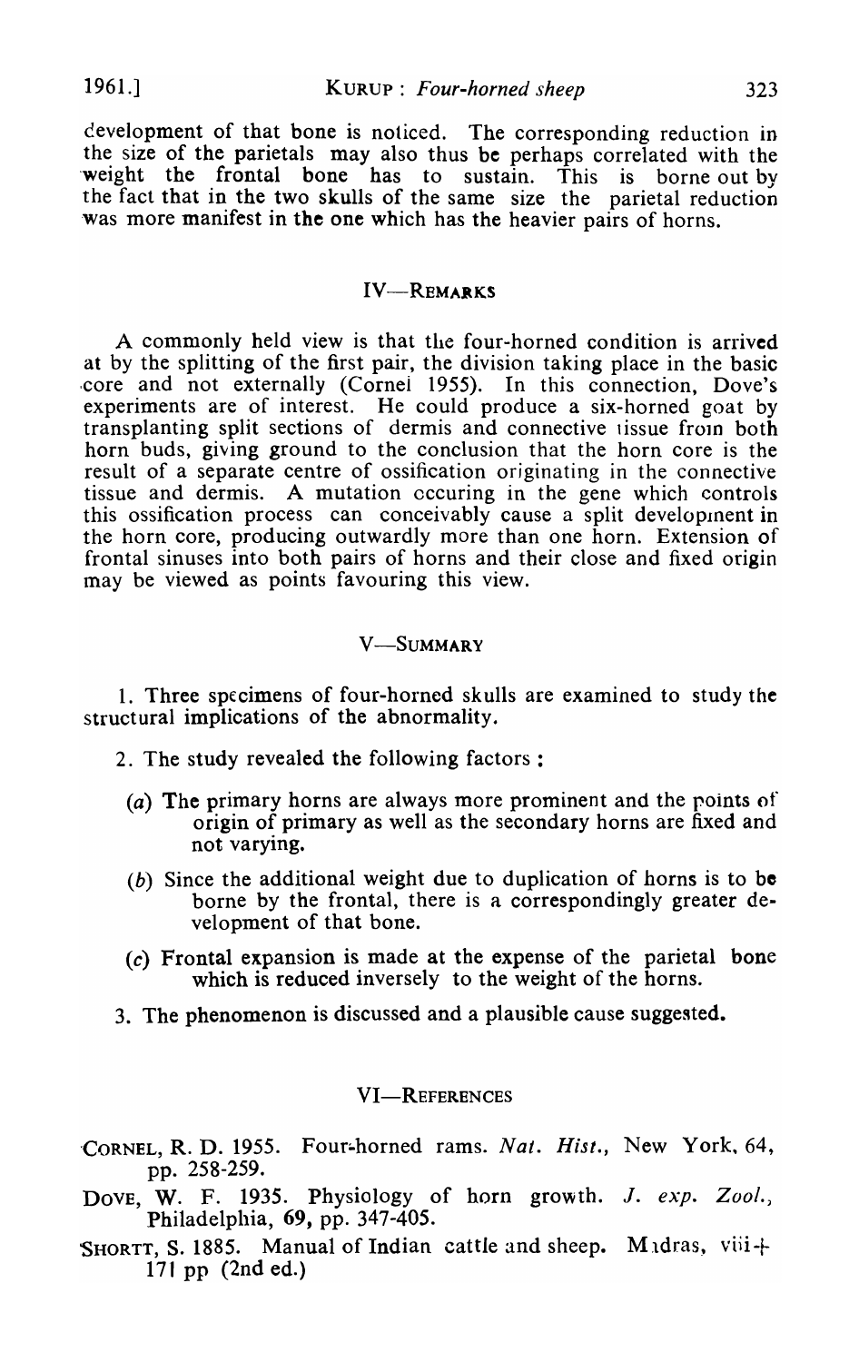development of that bone is noticed. The corresponding reduction in the size of the parietals may also thus be perhaps correlated with the weight the frontal bone has to sustain. This is borne out by the fact that in the two skulls of the same size the parietal reduction was more manifest in the one which has the heavier pairs of horns.

## IV—Remarks

A commonly held view is that the four-horned condition is arrived at by the splitting of the first pair, the division taking place in the basic core and not externally (Cornei 1955). In this connection, Dove's experiments are of interest. He could produce a six-horned goat by transplanting split sections of dermis and connective tissue from both horn buds, giving ground to the conclusion that the horn core is the result of a separate centre of ossification originating in the connective tissue and dermis. A mutation occuring in the gene which controls this ossification process can conceivably cause a split development in the horn core, producing outwardly more than one horn. Extension of frontal sinuses into both pairs of horns and their close and fixed origin may be viewed as points favouring this view.

## V—Summary

1. Three specimens of four-horned skulls are examined to study the structural implications of the abnormality.

2. The study revealed the following factors :

   (*a*) The primary horns are always more prominent and the points of origin of primary as well as the secondary horns are fixed and not varying.

   (*b*) Since the additional weight due to duplication of horns is to be borne by the frontal, there is a correspondingly greater development of that bone.

   (*c*) Frontal expansion is made at the expense of the parietal bone which is reduced inversely to the weight of the horns.

3. The phenomenon is discussed and a plausible cause suggested.

## VI—References

CORNEL, R. D. 1955. Four-horned rams. *Nat. Hist.*, New York, 64, pp. 258-259.

DOVE, W. F. 1935. Physiology of horn growth. *J. exp. Zool.*, Philadelphia, **69**, pp. 347-405.

SHORTT, S. 1885. Manual of Indian cattle and sheep. Madras, viii+171 pp (2nd ed.)